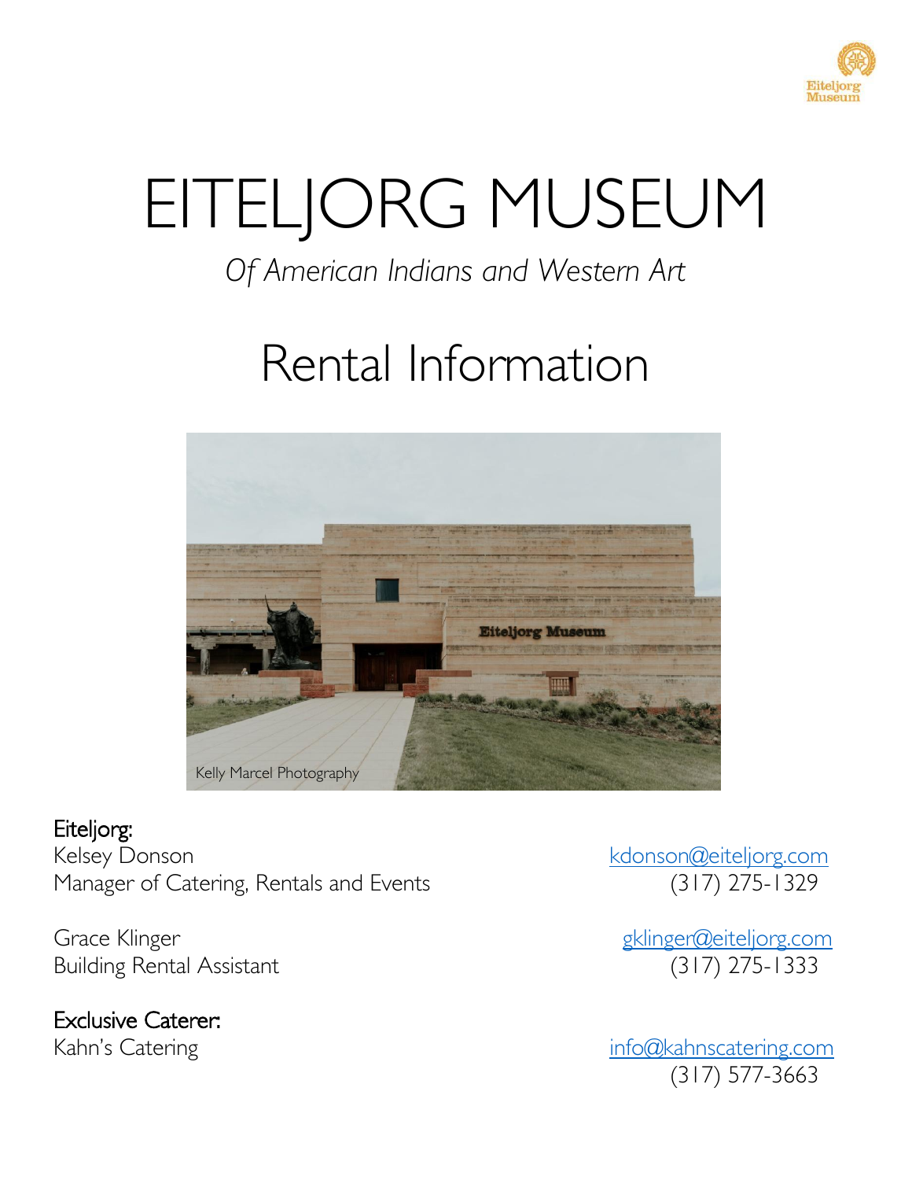# EITELJORG MUSEUM

*Of American Indians and Western Art*

## Rental Information

Kelly Marcel Photography

**Eiteljorg:**

Kelsey Donson
Manager of Catering, Rentals and Events
kdonson@eiteljorg.com
(317) 275-1329

Grace Klinger
Building Rental Assistant
gklinger@eiteljorg.com
(317) 275-1333

**Exclusive Caterer:**

Kahn's Catering
info@kahnscatering.com
(317) 577-3663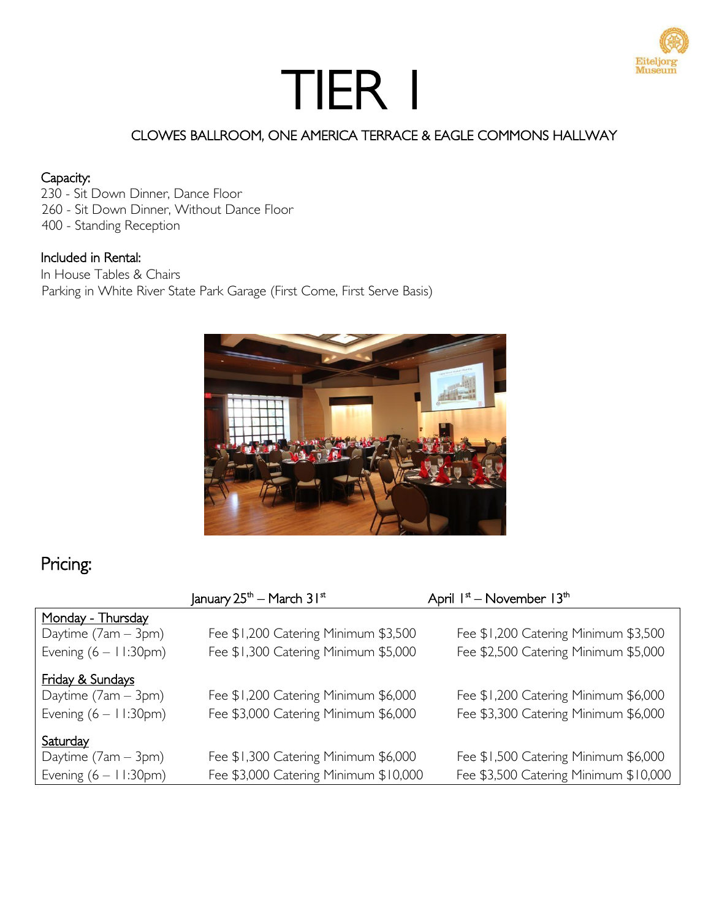# TIER 1

CLOWES BALLROOM, ONE AMERICA TERRACE & EAGLE COMMONS HALLWAY

**Capacity:**

230 - Sit Down Dinner, Dance Floor
260 - Sit Down Dinner, Without Dance Floor
400 - Standing Reception

**Included in Rental:**

In House Tables & Chairs
Parking in White River State Park Garage (First Come, First Serve Basis)

## Pricing:

| | January 25th – March 31st | April 1st – November 13th |
|---|---|---|
| **Monday - Thursday** | | |
| Daytime (7am – 3pm) | Fee $1,200 Catering Minimum $3,500 | Fee $1,200 Catering Minimum $3,500 |
| Evening (6 – 11:30pm) | Fee $1,300 Catering Minimum $5,000 | Fee $2,500 Catering Minimum $5,000 |
| **Friday & Sundays** | | |
| Daytime (7am – 3pm) | Fee $1,200 Catering Minimum $6,000 | Fee $1,200 Catering Minimum $6,000 |
| Evening (6 – 11:30pm) | Fee $3,000 Catering Minimum $6,000 | Fee $3,300 Catering Minimum $6,000 |
| **Saturday** | | |
| Daytime (7am – 3pm) | Fee $1,300 Catering Minimum $6,000 | Fee $1,500 Catering Minimum $6,000 |
| Evening (6 – 11:30pm) | Fee $3,000 Catering Minimum $10,000 | Fee $3,500 Catering Minimum $10,000 |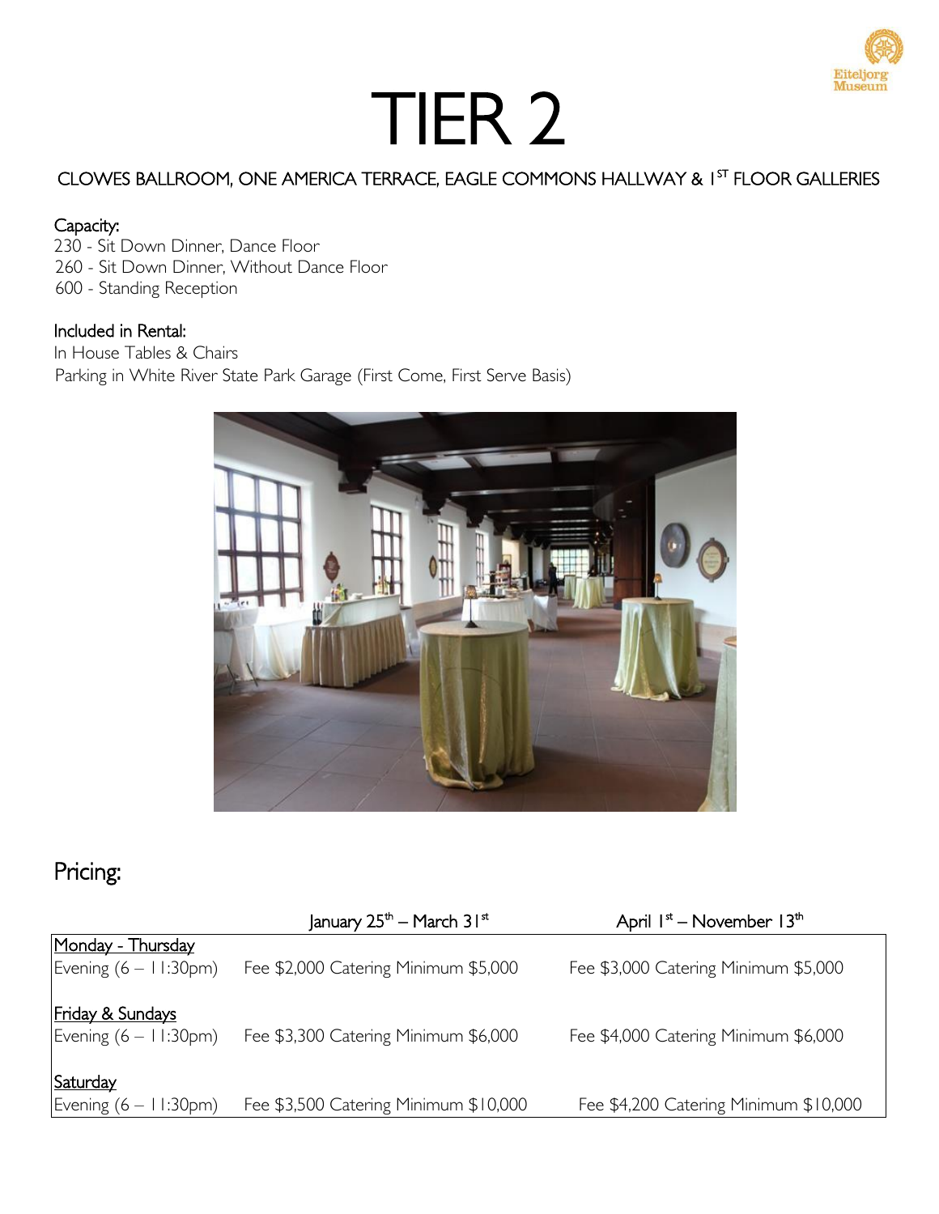# TIER 2

CLOWES BALLROOM, ONE AMERICA TERRACE, EAGLE COMMONS HALLWAY & 1ST FLOOR GALLERIES

Capacity:

230 - Sit Down Dinner, Dance Floor
260 - Sit Down Dinner, Without Dance Floor
600 - Standing Reception

Included in Rental:

In House Tables & Chairs
Parking in White River State Park Garage (First Come, First Serve Basis)

## Pricing:

| | January 25th – March 31st | April 1st – November 13th |
|---|---|---|
| Monday - Thursday<br>Evening (6 – 11:30pm) | Fee $2,000 Catering Minimum $5,000 | Fee $3,000 Catering Minimum $5,000 |
| Friday & Sundays<br>Evening (6 – 11:30pm) | Fee $3,300 Catering Minimum $6,000 | Fee $4,000 Catering Minimum $6,000 |
| Saturday<br>Evening (6 – 11:30pm) | Fee $3,500 Catering Minimum $10,000 | Fee $4,200 Catering Minimum $10,000 |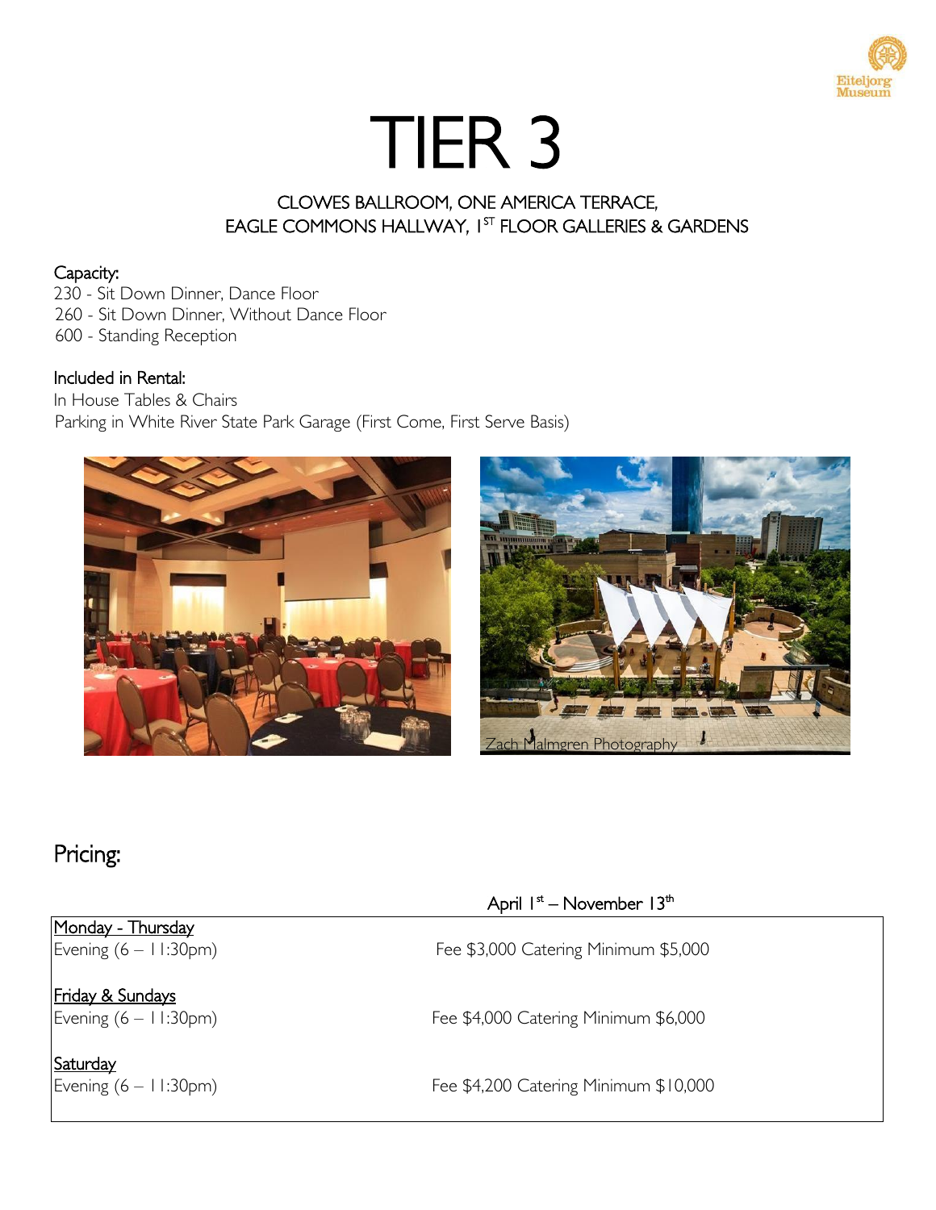# TIER 3

CLOWES BALLROOM, ONE AMERICA TERRACE,
EAGLE COMMONS HALLWAY, 1ST FLOOR GALLERIES & GARDENS

**Capacity:**
230 - Sit Down Dinner, Dance Floor
260 - Sit Down Dinner, Without Dance Floor
600 - Standing Reception

**Included in Rental:**
In House Tables & Chairs
Parking in White River State Park Garage (First Come, First Serve Basis)

Zach Malmgren Photography

## Pricing:

| | April 1st – November 13th |
|---|---|
| Monday - Thursday<br>Evening (6 – 11:30pm) | Fee $3,000 Catering Minimum $5,000 |
| Friday & Sundays<br>Evening (6 – 11:30pm) | Fee $4,000 Catering Minimum $6,000 |
| Saturday<br>Evening (6 – 11:30pm) | Fee $4,200 Catering Minimum $10,000 |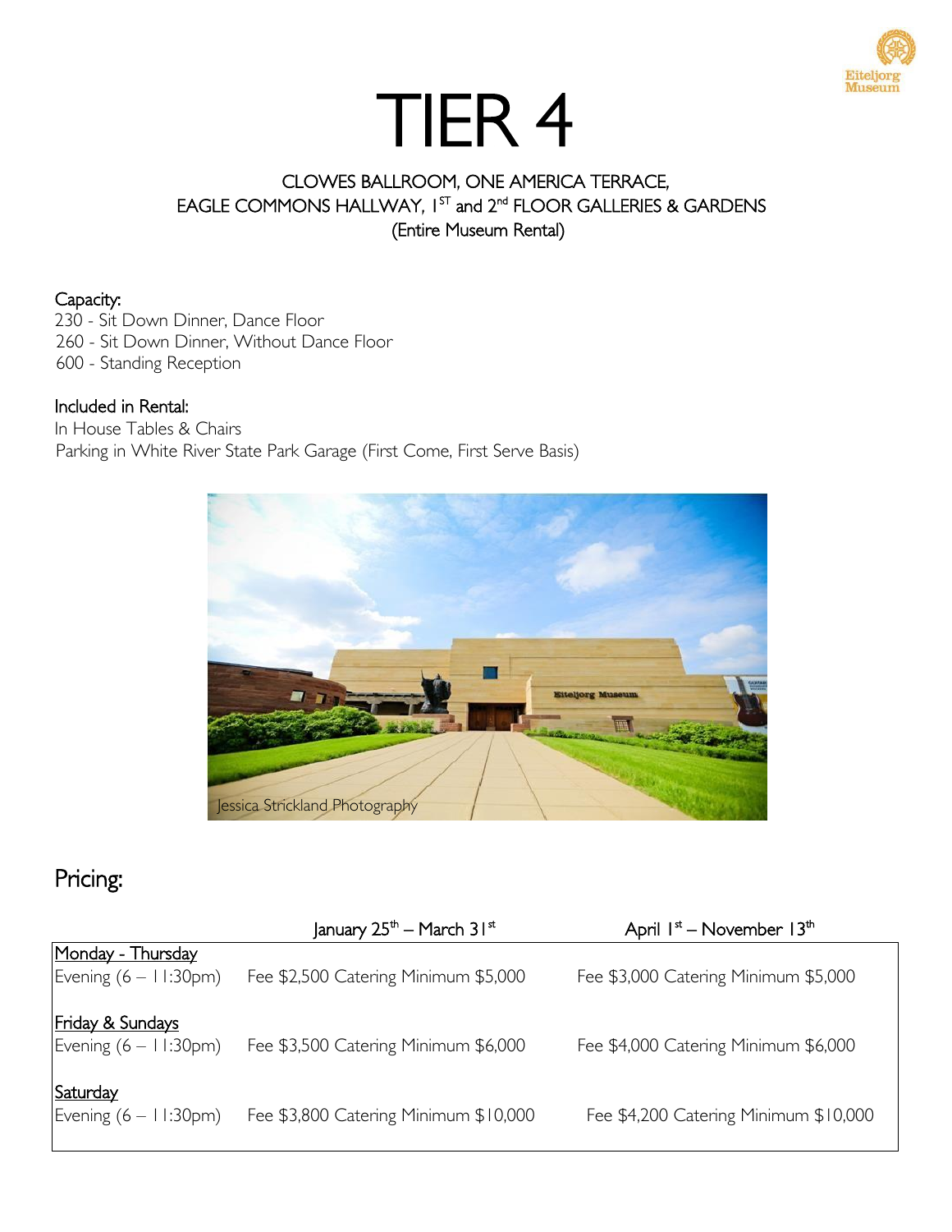# TIER 4

CLOWES BALLROOM, ONE AMERICA TERRACE,
EAGLE COMMONS HALLWAY, 1ST and 2nd FLOOR GALLERIES & GARDENS
(Entire Museum Rental)

**Capacity:**
230 - Sit Down Dinner, Dance Floor
260 - Sit Down Dinner, Without Dance Floor
600 - Standing Reception

**Included in Rental:**
In House Tables & Chairs
Parking in White River State Park Garage (First Come, First Serve Basis)

Jessica Strickland Photography

## Pricing:

| | January 25th – March 31st | April 1st – November 13th |
|---|---|---|
| Monday - Thursday | | |
| Evening (6 – 11:30pm) | Fee $2,500 Catering Minimum $5,000 | Fee $3,000 Catering Minimum $5,000 |
| Friday & Sundays | | |
| Evening (6 – 11:30pm) | Fee $3,500 Catering Minimum $6,000 | Fee $4,000 Catering Minimum $6,000 |
| Saturday | | |
| Evening (6 – 11:30pm) | Fee $3,800 Catering Minimum $10,000 | Fee $4,200 Catering Minimum $10,000 |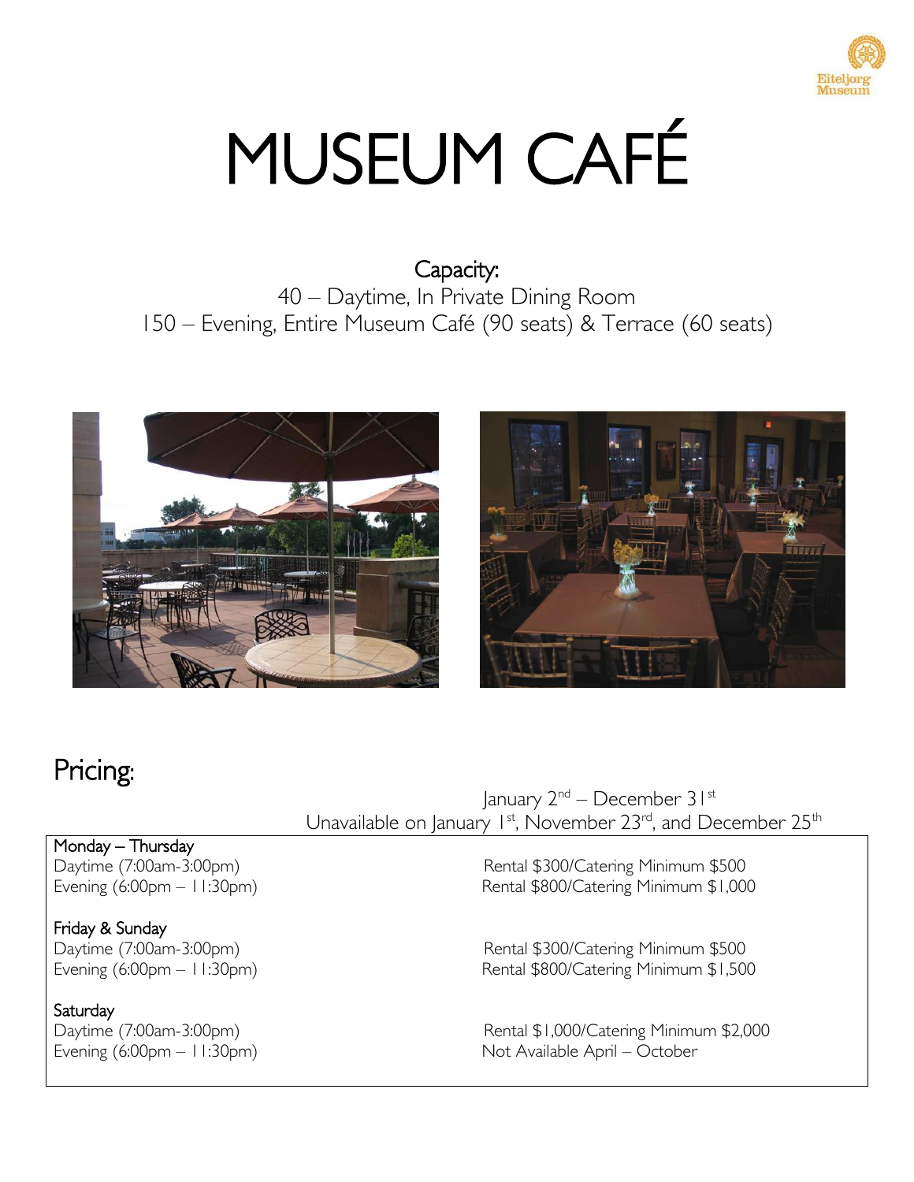# MUSEUM CAFÉ

**Capacity:**

40 – Daytime, In Private Dining Room

150 – Evening, Entire Museum Café (90 seats) & Terrace (60 seats)

## Pricing:

January 2nd – December 31st

Unavailable on January 1st, November 23rd, and December 25th

| | |
|---|---|
| **Monday – Thursday** | |
| Daytime (7:00am-3:00pm) | Rental $300/Catering Minimum $500 |
| Evening (6:00pm – 11:30pm) | Rental $800/Catering Minimum $1,000 |
| **Friday & Sunday** | |
| Daytime (7:00am-3:00pm) | Rental $300/Catering Minimum $500 |
| Evening (6:00pm – 11:30pm) | Rental $800/Catering Minimum $1,500 |
| **Saturday** | |
| Daytime (7:00am-3:00pm) | Rental $1,000/Catering Minimum $2,000 |
| Evening (6:00pm – 11:30pm) | Not Available April – October |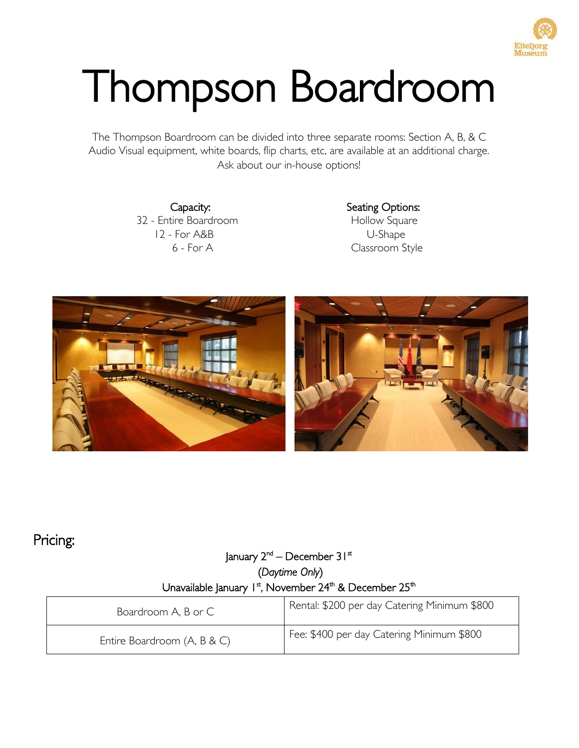# Thompson Boardroom

The Thompson Boardroom can be divided into three separate rooms: Section A, B, & C
Audio Visual equipment, white boards, flip charts, etc, are available at an additional charge.
Ask about our in-house options!

**Capacity:**
32 - Entire Boardroom
12 - For A&B
6 - For A

**Seating Options:**
Hollow Square
U-Shape
Classroom Style

## Pricing:

January 2nd – December 31st
(*Daytime Only*)
Unavailable January 1st, November 24th & December 25th

| Boardroom A, B or C | Rental: $200 per day Catering Minimum $800 |
|---|---|
| Entire Boardroom (A, B & C) | Fee: $400 per day Catering Minimum $800 |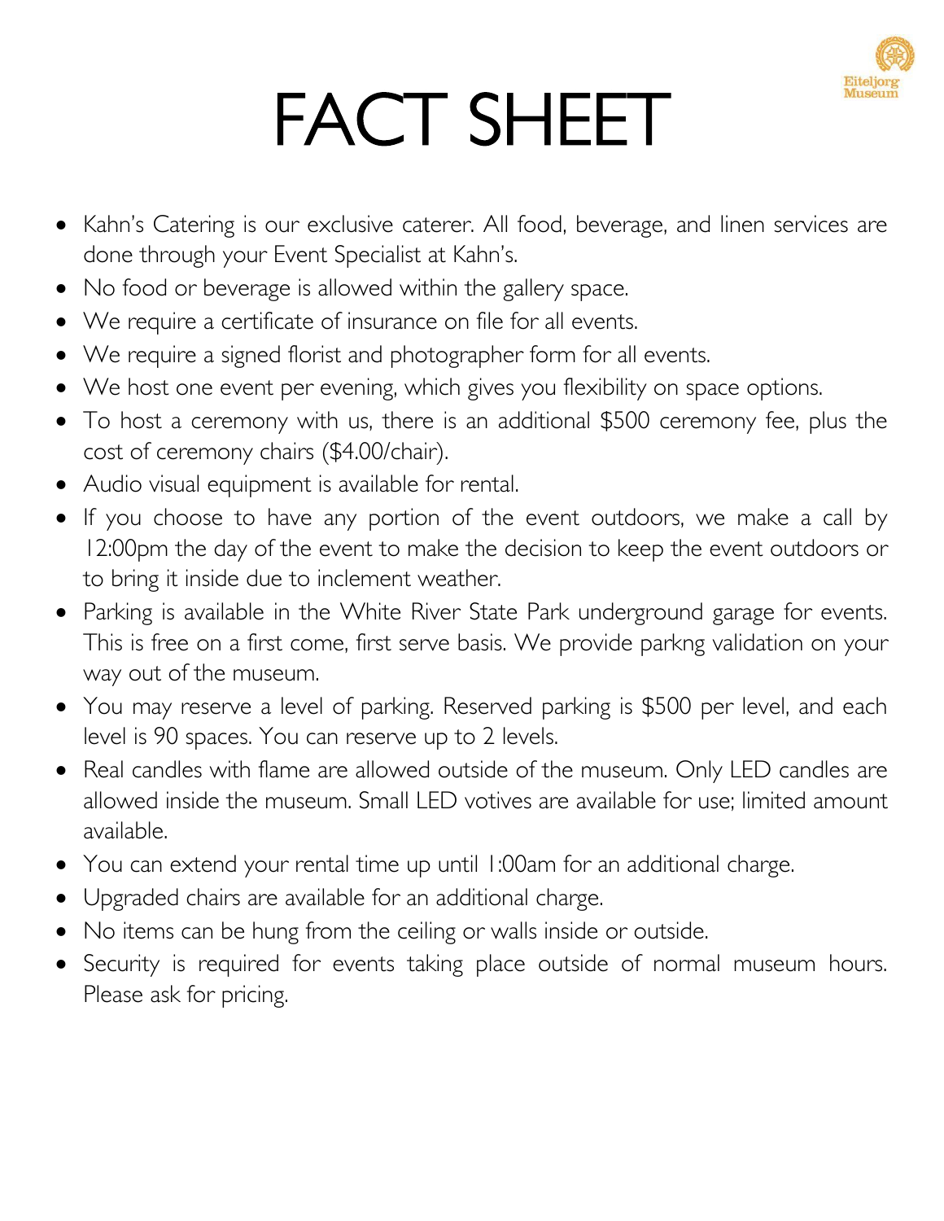# FACT SHEET

- Kahn's Catering is our exclusive caterer. All food, beverage, and linen services are done through your Event Specialist at Kahn's.
- No food or beverage is allowed within the gallery space.
- We require a certificate of insurance on file for all events.
- We require a signed florist and photographer form for all events.
- We host one event per evening, which gives you flexibility on space options.
- To host a ceremony with us, there is an additional $500 ceremony fee, plus the cost of ceremony chairs ($4.00/chair).
- Audio visual equipment is available for rental.
- If you choose to have any portion of the event outdoors, we make a call by 12:00pm the day of the event to make the decision to keep the event outdoors or to bring it inside due to inclement weather.
- Parking is available in the White River State Park underground garage for events. This is free on a first come, first serve basis. We provide parkng validation on your way out of the museum.
- You may reserve a level of parking. Reserved parking is $500 per level, and each level is 90 spaces. You can reserve up to 2 levels.
- Real candles with flame are allowed outside of the museum. Only LED candles are allowed inside the museum. Small LED votives are available for use; limited amount available.
- You can extend your rental time up until 1:00am for an additional charge.
- Upgraded chairs are available for an additional charge.
- No items can be hung from the ceiling or walls inside or outside.
- Security is required for events taking place outside of normal museum hours. Please ask for pricing.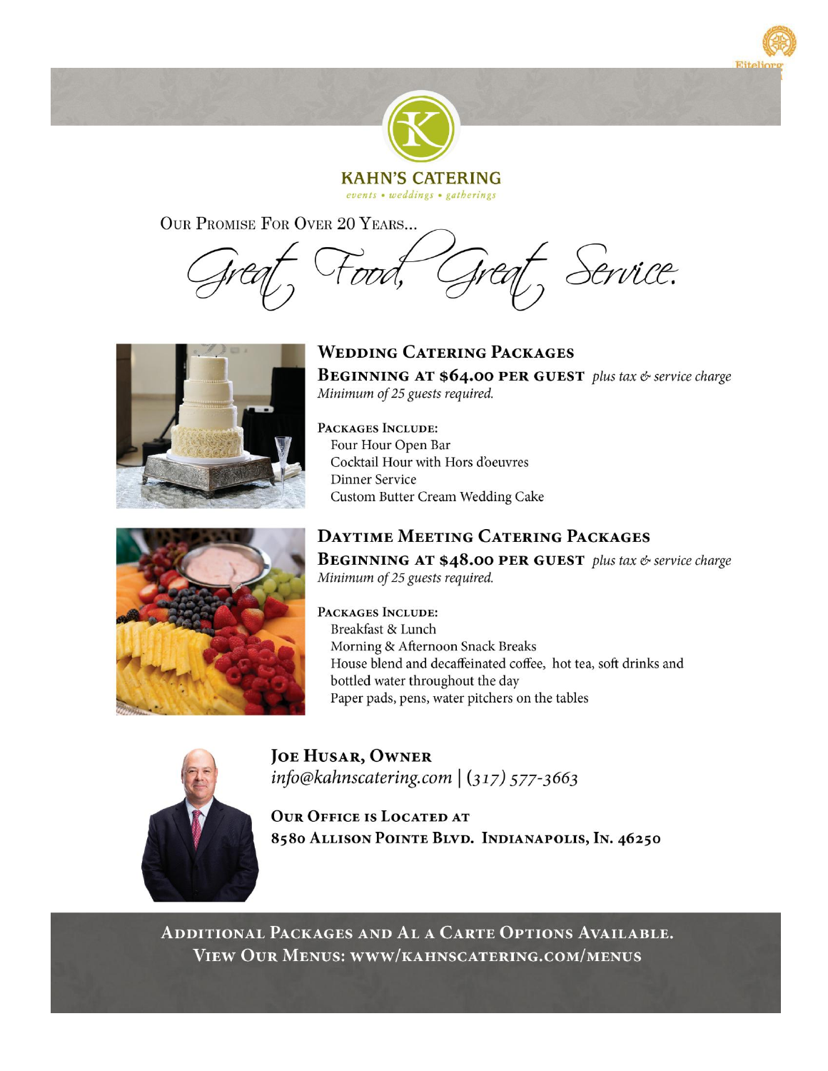# KAHN'S CATERING

*events • weddings • gatherings*

OUR PROMISE FOR OVER 20 YEARS...

*Great Food, Great Service.*

## WEDDING CATERING PACKAGES

**BEGINNING AT $64.00 PER GUEST** *plus tax & service charge*
*Minimum of 25 guests required.*

**PACKAGES INCLUDE:**

- Four Hour Open Bar
- Cocktail Hour with Hors d'oeuvres
- Dinner Service
- Custom Butter Cream Wedding Cake

## DAYTIME MEETING CATERING PACKAGES

**BEGINNING AT $48.00 PER GUEST** *plus tax & service charge*
*Minimum of 25 guests required.*

**PACKAGES INCLUDE:**

- Breakfast & Lunch
- Morning & Afternoon Snack Breaks
- House blend and decaffeinated coffee, hot tea, soft drinks and bottled water throughout the day
- Paper pads, pens, water pitchers on the tables

**JOE HUSAR, OWNER**
*info@kahnscatering.com | (317) 577-3663*

**OUR OFFICE IS LOCATED AT**
**8580 ALLISON POINTE BLVD. INDIANAPOLIS, IN. 46250**

**ADDITIONAL PACKAGES AND AL A CARTE OPTIONS AVAILABLE.**
**VIEW OUR MENUS: WWW/KAHNSCATERING.COM/MENUS**